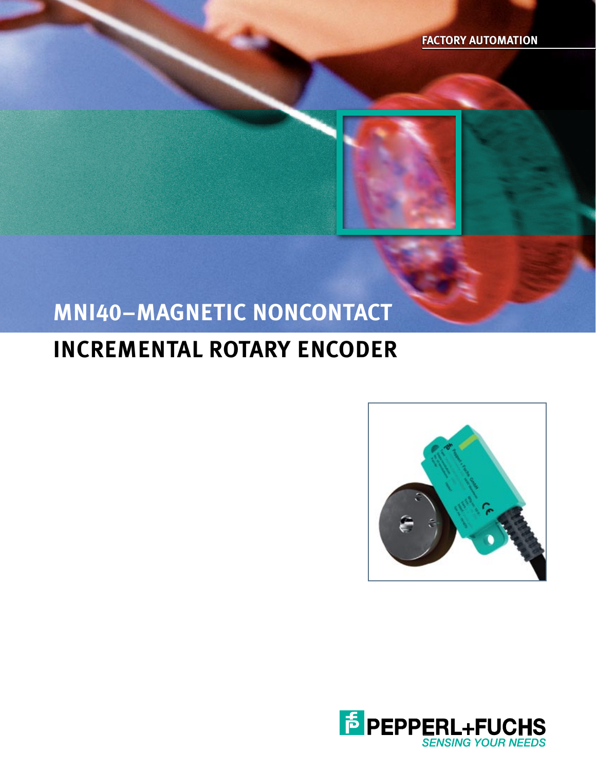FACTORY AUTOMATION

# MNI40–MAGNETIC NONCONTACT

# INCREMENTAL ROTARY ENCODER

PEPPERL+FUCHS
SENSING YOUR NEEDS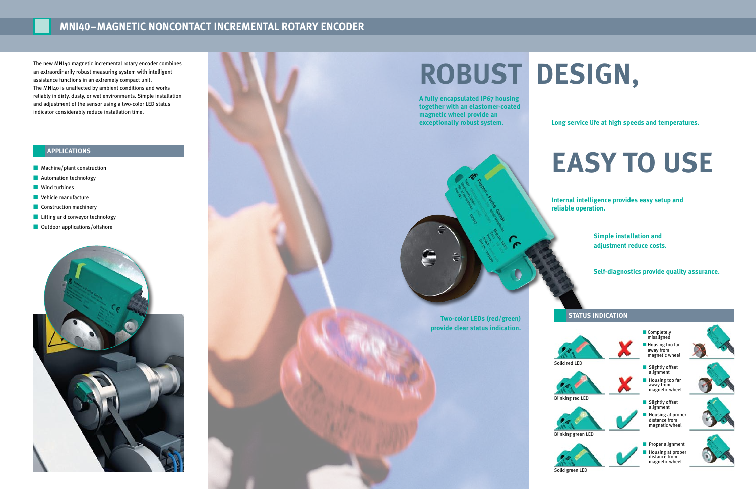# MNI40–MAGNETIC NONCONTACT INCREMENTAL ROTARY ENCODER

The new MNI40 magnetic incremental rotary encoder combines an extraordinarily robust measuring system with intelligent assistance functions in an extremely compact unit.
The MNI40 is unaffected by ambient conditions and works reliably in dirty, dusty, or wet environments. Simple installation and adjustment of the sensor using a two-color LED status indicator considerably reduce installation time.

## APPLICATIONS

- Machine/plant construction
- Automation technology
- Wind turbines
- Vehicle manufacture
- Construction machinery
- Lifting and conveyor technology
- Outdoor applications/offshore

# ROBUST DESIGN,

**A fully encapsulated IP67 housing together with an elastomer-coated magnetic wheel provide an exceptionally robust system.**

**Long service life at high speeds and temperatures.**

# EASY TO USE

**Internal intelligence provides easy setup and reliable operation.**

**Simple installation and adjustment reduce costs.**

**Self-diagnostics provide quality assurance.**

**Two-color LEDs (red/green) provide clear status indication.**

## STATUS INDICATION

| LED | Status | Description |
|---|---|---|
| Solid red LED | ✗ | Completely misaligned; Housing too far away from magnetic wheel |
| Blinking red LED | ✗ | Slightly offset alignment; Housing too far away from magnetic wheel |
| Blinking green LED | ✓ | Slightly offset alignment; Housing at proper distance from magnetic wheel |
| Solid green LED | ✓ | Proper alignment; Housing at proper distance from magnetic wheel |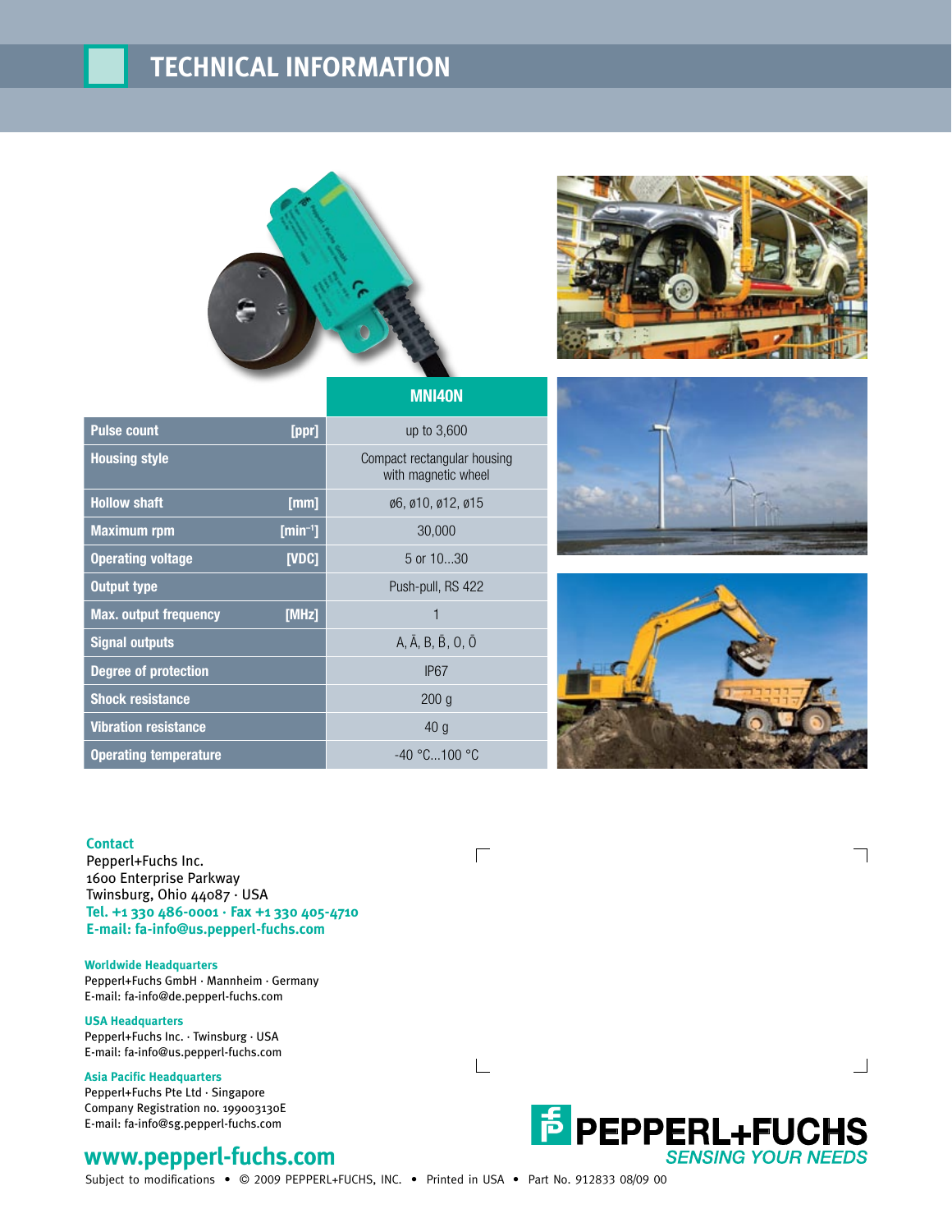# TECHNICAL INFORMATION

| | MNI40N |
|---|---|
| Pulse count [ppr] | up to 3,600 |
| Housing style | Compact rectangular housing with magnetic wheel |
| Hollow shaft [mm] | ø6, ø10, ø12, ø15 |
| Maximum rpm [min⁻¹] | 30,000 |
| Operating voltage [VDC] | 5 or 10...30 |
| Output type | Push-pull, RS 422 |
| Max. output frequency [MHz] | 1 |
| Signal outputs | A, Ā, B, B̄, 0, 0̄ |
| Degree of protection | IP67 |
| Shock resistance | 200 g |
| Vibration resistance | 40 g |
| Operating temperature | -40 °C...100 °C |

**Contact**
Pepperl+Fuchs Inc.
1600 Enterprise Parkway
Twinsburg, Ohio 44087 · USA
**Tel. +1 330 486-0001 · Fax +1 330 405-4710**
**E-mail: fa-info@us.pepperl-fuchs.com**

**Worldwide Headquarters**
Pepperl+Fuchs GmbH · Mannheim · Germany
E-mail: fa-info@de.pepperl-fuchs.com

**USA Headquarters**
Pepperl+Fuchs Inc. · Twinsburg · USA
E-mail: fa-info@us.pepperl-fuchs.com

**Asia Pacific Headquarters**
Pepperl+Fuchs Pte Ltd · Singapore
Company Registration no. 199003130E
E-mail: fa-info@sg.pepperl-fuchs.com

**www.pepperl-fuchs.com**

PEPPERL+FUCHS
*SENSING YOUR NEEDS*

Subject to modifications • © 2009 PEPPERL+FUCHS, INC. • Printed in USA • Part No. 912833 08/09 00